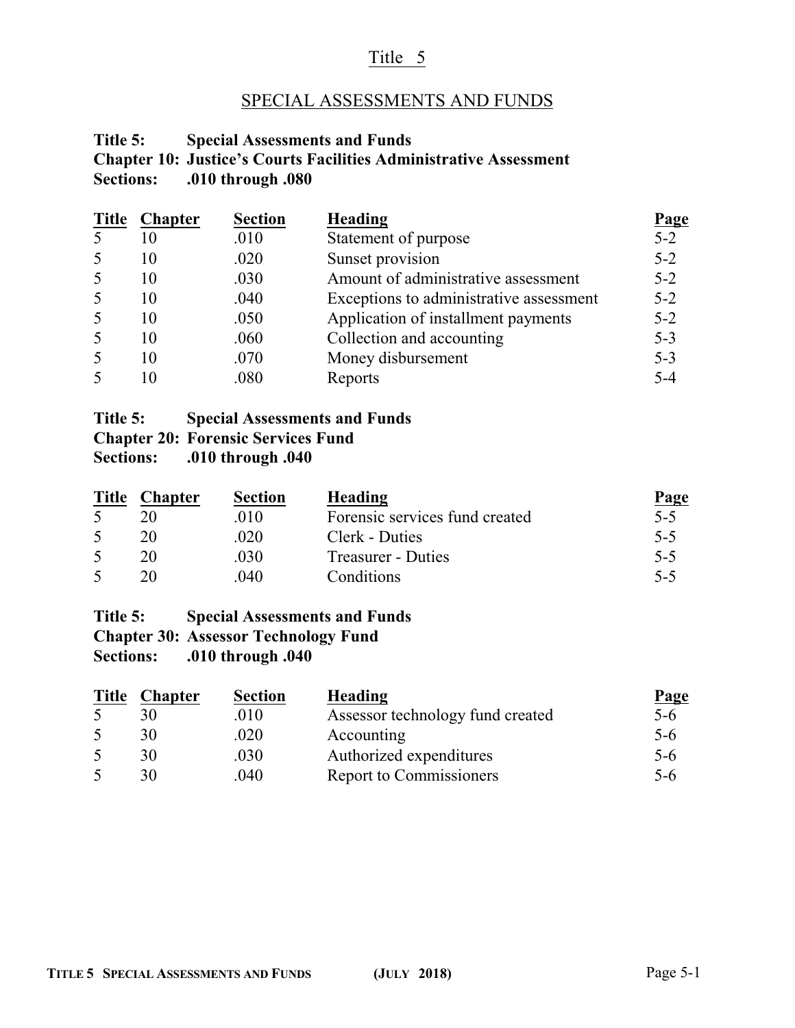# Title 5

## SPECIAL ASSESSMENTS AND FUNDS

**Title 5: Special Assessments and Funds**
**Chapter 10: Justice's Courts Facilities Administrative Assessment**
**Sections: .010 through .080**

| Title | Chapter | Section | Heading | Page |
|---|---|---|---|---|
| 5 | 10 | .010 | Statement of purpose | 5-2 |
| 5 | 10 | .020 | Sunset provision | 5-2 |
| 5 | 10 | .030 | Amount of administrative assessment | 5-2 |
| 5 | 10 | .040 | Exceptions to administrative assessment | 5-2 |
| 5 | 10 | .050 | Application of installment payments | 5-2 |
| 5 | 10 | .060 | Collection and accounting | 5-3 |
| 5 | 10 | .070 | Money disbursement | 5-3 |
| 5 | 10 | .080 | Reports | 5-4 |

**Title 5: Special Assessments and Funds**
**Chapter 20: Forensic Services Fund**
**Sections: .010 through .040**

| Title | Chapter | Section | Heading | Page |
|---|---|---|---|---|
| 5 | 20 | .010 | Forensic services fund created | 5-5 |
| 5 | 20 | .020 | Clerk - Duties | 5-5 |
| 5 | 20 | .030 | Treasurer - Duties | 5-5 |
| 5 | 20 | .040 | Conditions | 5-5 |

**Title 5: Special Assessments and Funds**
**Chapter 30: Assessor Technology Fund**
**Sections: .010 through .040**

| Title | Chapter | Section | Heading | Page |
|---|---|---|---|---|
| 5 | 30 | .010 | Assessor technology fund created | 5-6 |
| 5 | 30 | .020 | Accounting | 5-6 |
| 5 | 30 | .030 | Authorized expenditures | 5-6 |
| 5 | 30 | .040 | Report to Commissioners | 5-6 |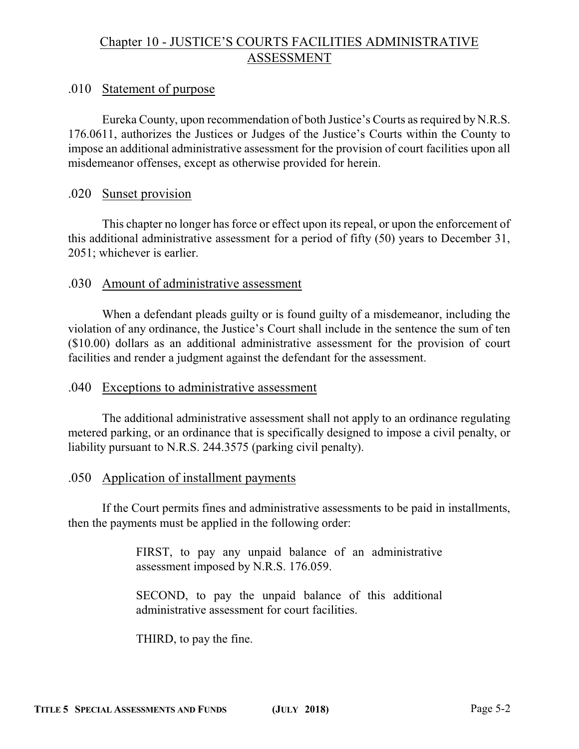# Chapter 10 - JUSTICE'S COURTS FACILITIES ADMINISTRATIVE ASSESSMENT

## .010 Statement of purpose

Eureka County, upon recommendation of both Justice's Courts as required by N.R.S. 176.0611, authorizes the Justices or Judges of the Justice's Courts within the County to impose an additional administrative assessment for the provision of court facilities upon all misdemeanor offenses, except as otherwise provided for herein.

## .020 Sunset provision

This chapter no longer has force or effect upon its repeal, or upon the enforcement of this additional administrative assessment for a period of fifty (50) years to December 31, 2051; whichever is earlier.

## .030 Amount of administrative assessment

When a defendant pleads guilty or is found guilty of a misdemeanor, including the violation of any ordinance, the Justice's Court shall include in the sentence the sum of ten ($10.00) dollars as an additional administrative assessment for the provision of court facilities and render a judgment against the defendant for the assessment.

## .040 Exceptions to administrative assessment

The additional administrative assessment shall not apply to an ordinance regulating metered parking, or an ordinance that is specifically designed to impose a civil penalty, or liability pursuant to N.R.S. 244.3575 (parking civil penalty).

## .050 Application of installment payments

If the Court permits fines and administrative assessments to be paid in installments, then the payments must be applied in the following order:

> FIRST, to pay any unpaid balance of an administrative assessment imposed by N.R.S. 176.059.
>
> SECOND, to pay the unpaid balance of this additional administrative assessment for court facilities.
>
> THIRD, to pay the fine.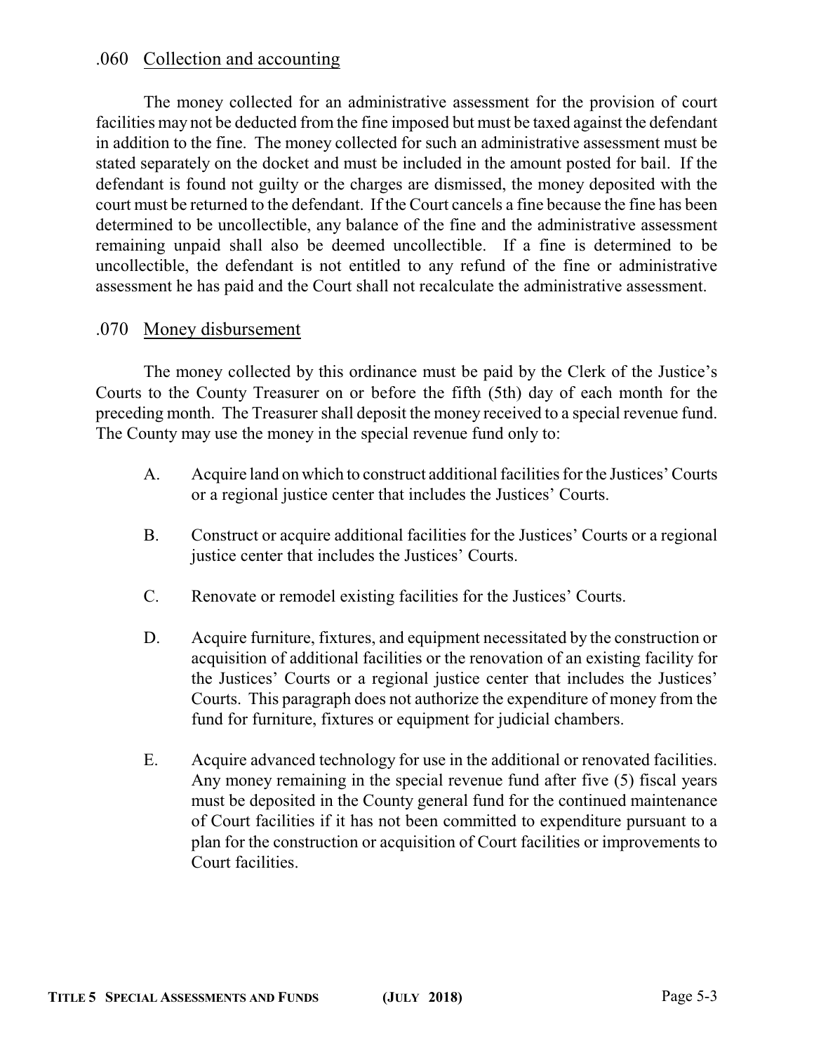### .060 Collection and accounting

The money collected for an administrative assessment for the provision of court facilities may not be deducted from the fine imposed but must be taxed against the defendant in addition to the fine. The money collected for such an administrative assessment must be stated separately on the docket and must be included in the amount posted for bail. If the defendant is found not guilty or the charges are dismissed, the money deposited with the court must be returned to the defendant. If the Court cancels a fine because the fine has been determined to be uncollectible, any balance of the fine and the administrative assessment remaining unpaid shall also be deemed uncollectible. If a fine is determined to be uncollectible, the defendant is not entitled to any refund of the fine or administrative assessment he has paid and the Court shall not recalculate the administrative assessment.

### .070 Money disbursement

The money collected by this ordinance must be paid by the Clerk of the Justice's Courts to the County Treasurer on or before the fifth (5th) day of each month for the preceding month. The Treasurer shall deposit the money received to a special revenue fund. The County may use the money in the special revenue fund only to:

A. Acquire land on which to construct additional facilities for the Justices' Courts or a regional justice center that includes the Justices' Courts.

B. Construct or acquire additional facilities for the Justices' Courts or a regional justice center that includes the Justices' Courts.

C. Renovate or remodel existing facilities for the Justices' Courts.

D. Acquire furniture, fixtures, and equipment necessitated by the construction or acquisition of additional facilities or the renovation of an existing facility for the Justices' Courts or a regional justice center that includes the Justices' Courts. This paragraph does not authorize the expenditure of money from the fund for furniture, fixtures or equipment for judicial chambers.

E. Acquire advanced technology for use in the additional or renovated facilities. Any money remaining in the special revenue fund after five (5) fiscal years must be deposited in the County general fund for the continued maintenance of Court facilities if it has not been committed to expenditure pursuant to a plan for the construction or acquisition of Court facilities or improvements to Court facilities.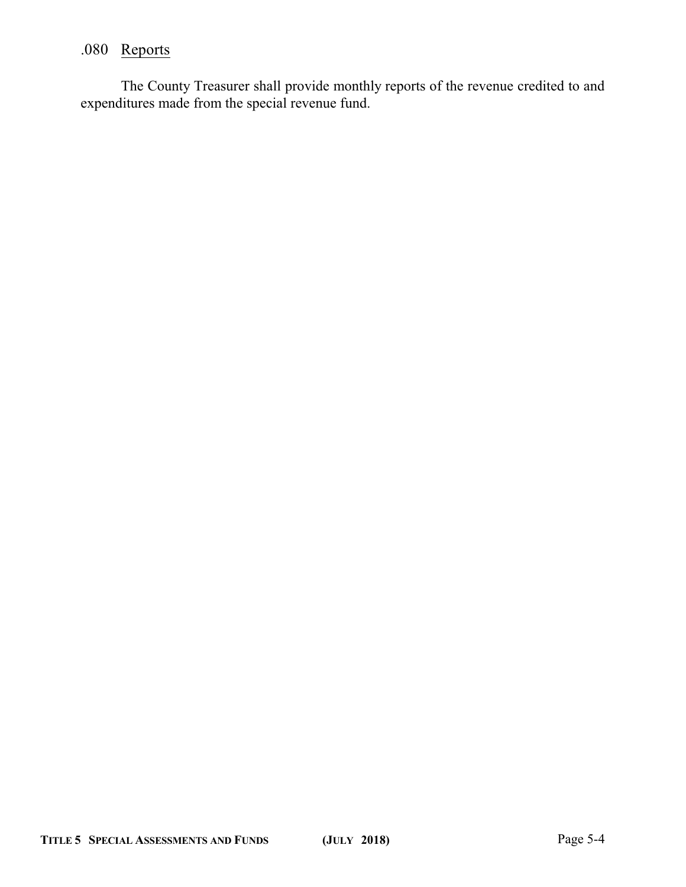### .080 Reports

The County Treasurer shall provide monthly reports of the revenue credited to and expenditures made from the special revenue fund.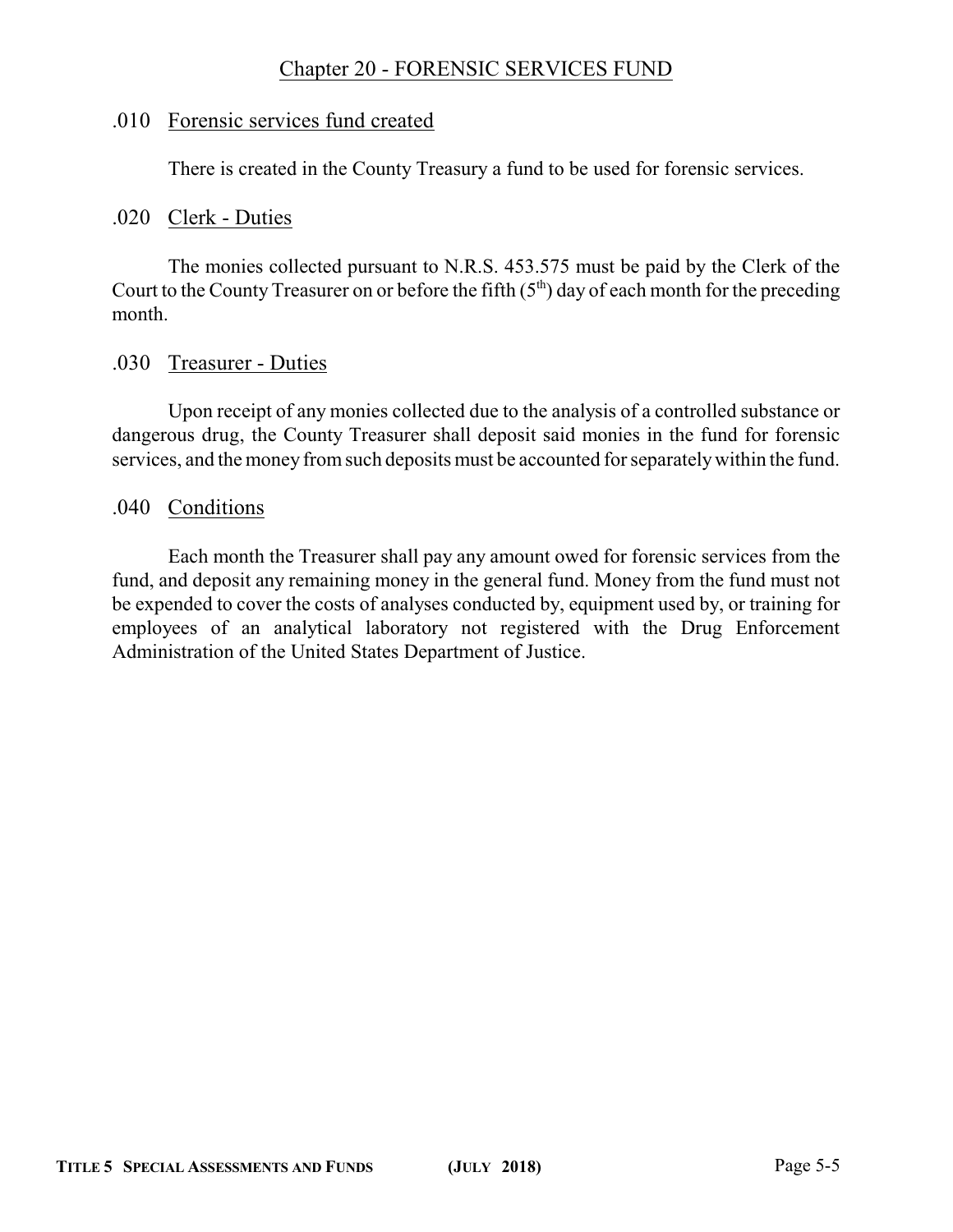# Chapter 20 - FORENSIC SERVICES FUND

## .010 Forensic services fund created

There is created in the County Treasury a fund to be used for forensic services.

## .020 Clerk - Duties

The monies collected pursuant to N.R.S. 453.575 must be paid by the Clerk of the Court to the County Treasurer on or before the fifth (5th) day of each month for the preceding month.

## .030 Treasurer - Duties

Upon receipt of any monies collected due to the analysis of a controlled substance or dangerous drug, the County Treasurer shall deposit said monies in the fund for forensic services, and the money from such deposits must be accounted for separately within the fund.

## .040 Conditions

Each month the Treasurer shall pay any amount owed for forensic services from the fund, and deposit any remaining money in the general fund. Money from the fund must not be expended to cover the costs of analyses conducted by, equipment used by, or training for employees of an analytical laboratory not registered with the Drug Enforcement Administration of the United States Department of Justice.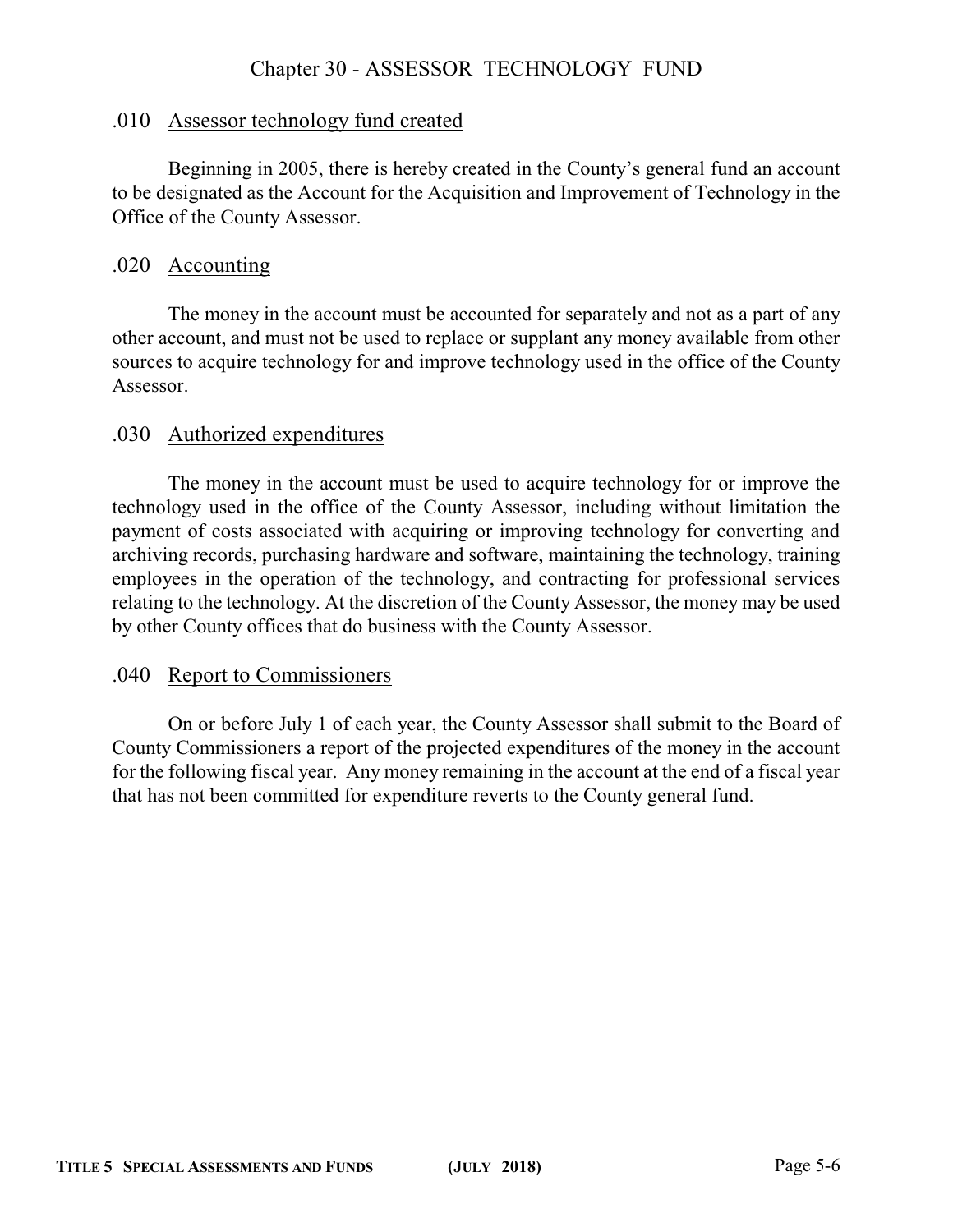# Chapter 30 - ASSESSOR TECHNOLOGY FUND

## .010 Assessor technology fund created

Beginning in 2005, there is hereby created in the County's general fund an account to be designated as the Account for the Acquisition and Improvement of Technology in the Office of the County Assessor.

## .020 Accounting

The money in the account must be accounted for separately and not as a part of any other account, and must not be used to replace or supplant any money available from other sources to acquire technology for and improve technology used in the office of the County Assessor.

## .030 Authorized expenditures

The money in the account must be used to acquire technology for or improve the technology used in the office of the County Assessor, including without limitation the payment of costs associated with acquiring or improving technology for converting and archiving records, purchasing hardware and software, maintaining the technology, training employees in the operation of the technology, and contracting for professional services relating to the technology. At the discretion of the County Assessor, the money may be used by other County offices that do business with the County Assessor.

## .040 Report to Commissioners

On or before July 1 of each year, the County Assessor shall submit to the Board of County Commissioners a report of the projected expenditures of the money in the account for the following fiscal year. Any money remaining in the account at the end of a fiscal year that has not been committed for expenditure reverts to the County general fund.